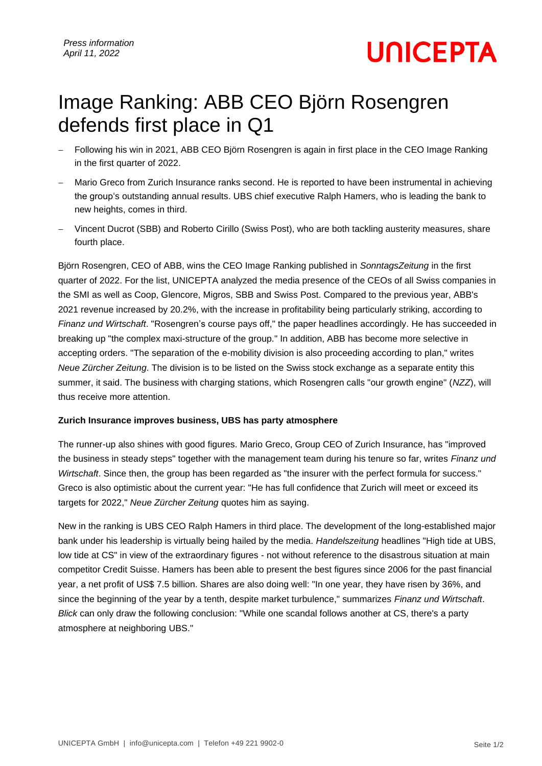*Press information*
*April 11, 2022*

**UNICEPTA**

# Image Ranking: ABB CEO Björn Rosengren defends first place in Q1

- Following his win in 2021, ABB CEO Björn Rosengren is again in first place in the CEO Image Ranking in the first quarter of 2022.
- Mario Greco from Zurich Insurance ranks second. He is reported to have been instrumental in achieving the group's outstanding annual results. UBS chief executive Ralph Hamers, who is leading the bank to new heights, comes in third.
- Vincent Ducrot (SBB) and Roberto Cirillo (Swiss Post), who are both tackling austerity measures, share fourth place.

Björn Rosengren, CEO of ABB, wins the CEO Image Ranking published in *SonntagsZeitung* in the first quarter of 2022. For the list, UNICEPTA analyzed the media presence of the CEOs of all Swiss companies in the SMI as well as Coop, Glencore, Migros, SBB and Swiss Post. Compared to the previous year, ABB's 2021 revenue increased by 20.2%, with the increase in profitability being particularly striking, according to *Finanz und Wirtschaft*. "Rosengren's course pays off," the paper headlines accordingly. He has succeeded in breaking up "the complex maxi-structure of the group." In addition, ABB has become more selective in accepting orders. "The separation of the e-mobility division is also proceeding according to plan," writes *Neue Zürcher Zeitung*. The division is to be listed on the Swiss stock exchange as a separate entity this summer, it said. The business with charging stations, which Rosengren calls "our growth engine" (*NZZ*), will thus receive more attention.

**Zurich Insurance improves business, UBS has party atmosphere**

The runner-up also shines with good figures. Mario Greco, Group CEO of Zurich Insurance, has "improved the business in steady steps" together with the management team during his tenure so far, writes *Finanz und Wirtschaft*. Since then, the group has been regarded as "the insurer with the perfect formula for success." Greco is also optimistic about the current year: "He has full confidence that Zurich will meet or exceed its targets for 2022," *Neue Zürcher Zeitung* quotes him as saying.

New in the ranking is UBS CEO Ralph Hamers in third place. The development of the long-established major bank under his leadership is virtually being hailed by the media. *Handelszeitung* headlines "High tide at UBS, low tide at CS" in view of the extraordinary figures - not without reference to the disastrous situation at main competitor Credit Suisse. Hamers has been able to present the best figures since 2006 for the past financial year, a net profit of US$ 7.5 billion. Shares are also doing well: "In one year, they have risen by 36%, and since the beginning of the year by a tenth, despite market turbulence," summarizes *Finanz und Wirtschaft*. *Blick* can only draw the following conclusion: "While one scandal follows another at CS, there's a party atmosphere at neighboring UBS."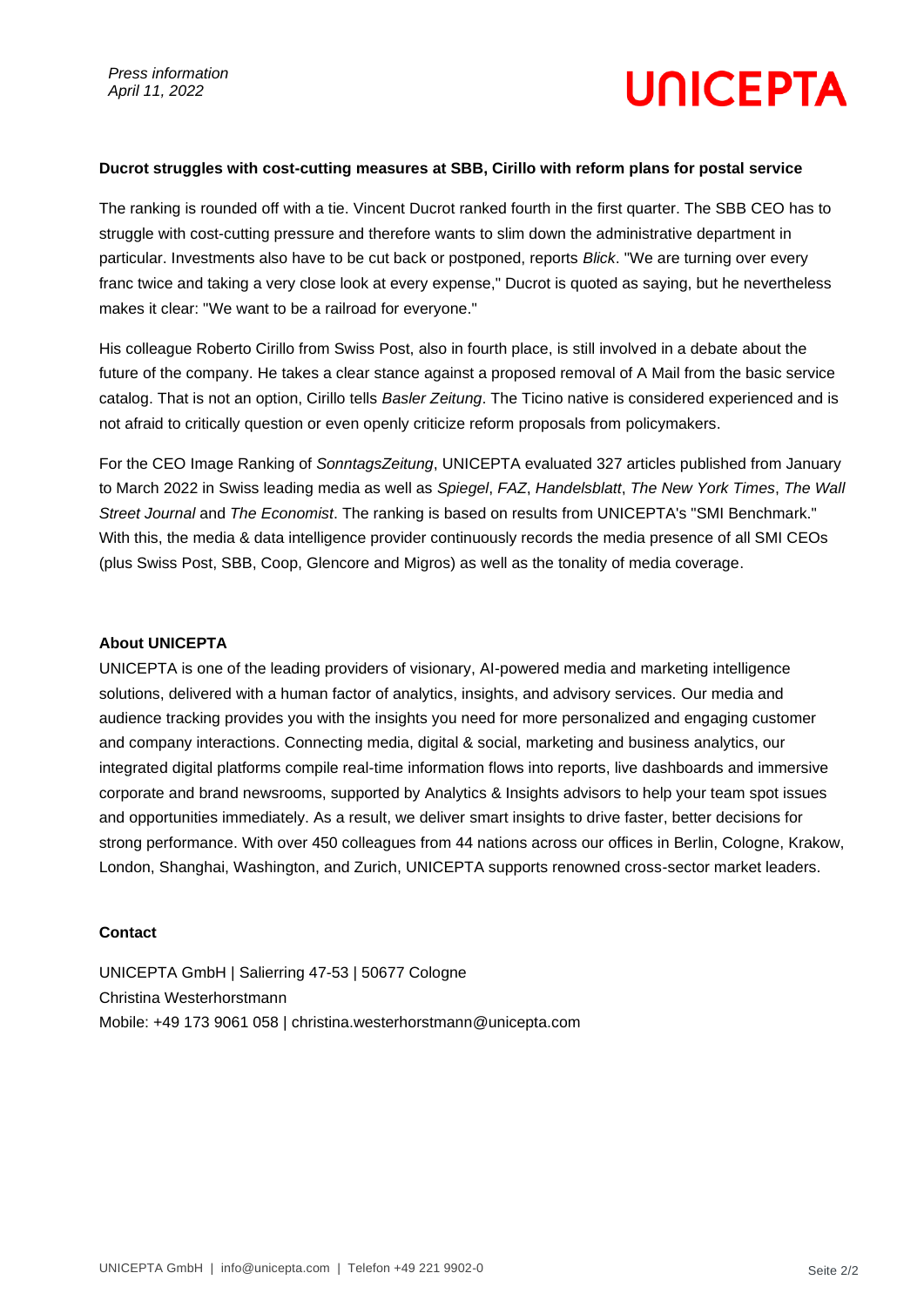*Press information*
*April 11, 2022*

UNICEPTA

**Ducrot struggles with cost-cutting measures at SBB, Cirillo with reform plans for postal service**

The ranking is rounded off with a tie. Vincent Ducrot ranked fourth in the first quarter. The SBB CEO has to struggle with cost-cutting pressure and therefore wants to slim down the administrative department in particular. Investments also have to be cut back or postponed, reports *Blick*. "We are turning over every franc twice and taking a very close look at every expense," Ducrot is quoted as saying, but he nevertheless makes it clear: "We want to be a railroad for everyone."

His colleague Roberto Cirillo from Swiss Post, also in fourth place, is still involved in a debate about the future of the company. He takes a clear stance against a proposed removal of A Mail from the basic service catalog. That is not an option, Cirillo tells *Basler Zeitung*. The Ticino native is considered experienced and is not afraid to critically question or even openly criticize reform proposals from policymakers.

For the CEO Image Ranking of *SonntagsZeitung*, UNICEPTA evaluated 327 articles published from January to March 2022 in Swiss leading media as well as *Spiegel*, *FAZ*, *Handelsblatt*, *The New York Times*, *The Wall Street Journal* and *The Economist*. The ranking is based on results from UNICEPTA's "SMI Benchmark." With this, the media & data intelligence provider continuously records the media presence of all SMI CEOs (plus Swiss Post, SBB, Coop, Glencore and Migros) as well as the tonality of media coverage.

**About UNICEPTA**

UNICEPTA is one of the leading providers of visionary, AI-powered media and marketing intelligence solutions, delivered with a human factor of analytics, insights, and advisory services. Our media and audience tracking provides you with the insights you need for more personalized and engaging customer and company interactions. Connecting media, digital & social, marketing and business analytics, our integrated digital platforms compile real-time information flows into reports, live dashboards and immersive corporate and brand newsrooms, supported by Analytics & Insights advisors to help your team spot issues and opportunities immediately. As a result, we deliver smart insights to drive faster, better decisions for strong performance. With over 450 colleagues from 44 nations across our offices in Berlin, Cologne, Krakow, London, Shanghai, Washington, and Zurich, UNICEPTA supports renowned cross-sector market leaders.

**Contact**

UNICEPTA GmbH | Salierring 47-53 | 50677 Cologne
Christina Westerhorstmann
Mobile: +49 173 9061 058 | christina.westerhorstmann@unicepta.com